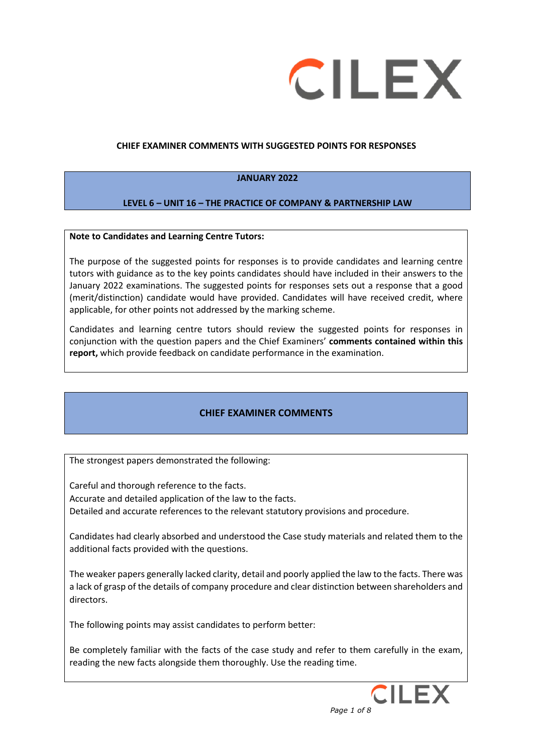## CHIEF EXAMINER COMMENTS WITH SUGGESTED POINTS FOR RESPONSES

### JANUARY 2022

### LEVEL 6 – UNIT 16 – THE PRACTICE OF COMPANY & PARTNERSHIP LAW

**Note to Candidates and Learning Centre Tutors:**

The purpose of the suggested points for responses is to provide candidates and learning centre tutors with guidance as to the key points candidates should have included in their answers to the January 2022 examinations. The suggested points for responses sets out a response that a good (merit/distinction) candidate would have provided. Candidates will have received credit, where applicable, for other points not addressed by the marking scheme.

Candidates and learning centre tutors should review the suggested points for responses in conjunction with the question papers and the Chief Examiners' **comments contained within this report,** which provide feedback on candidate performance in the examination.

## CHIEF EXAMINER COMMENTS

The strongest papers demonstrated the following:

Careful and thorough reference to the facts.
Accurate and detailed application of the law to the facts.
Detailed and accurate references to the relevant statutory provisions and procedure.

Candidates had clearly absorbed and understood the Case study materials and related them to the additional facts provided with the questions.

The weaker papers generally lacked clarity, detail and poorly applied the law to the facts. There was a lack of grasp of the details of company procedure and clear distinction between shareholders and directors.

The following points may assist candidates to perform better:

Be completely familiar with the facts of the case study and refer to them carefully in the exam, reading the new facts alongside them thoroughly. Use the reading time.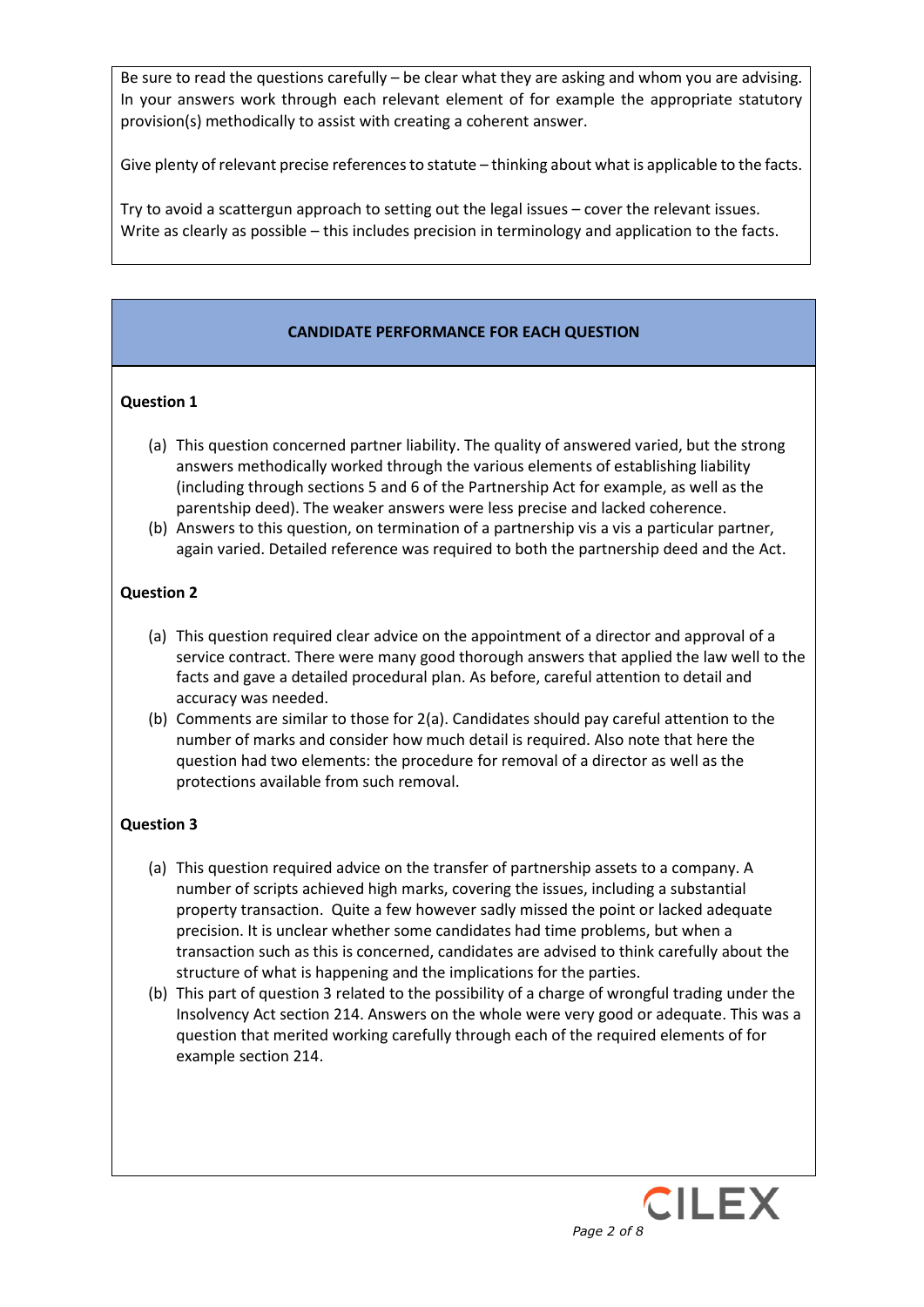Be sure to read the questions carefully – be clear what they are asking and whom you are advising. In your answers work through each relevant element of for example the appropriate statutory provision(s) methodically to assist with creating a coherent answer.

Give plenty of relevant precise references to statute – thinking about what is applicable to the facts.

Try to avoid a scattergun approach to setting out the legal issues – cover the relevant issues. Write as clearly as possible – this includes precision in terminology and application to the facts.

## CANDIDATE PERFORMANCE FOR EACH QUESTION

### Question 1

(a) This question concerned partner liability. The quality of answered varied, but the strong answers methodically worked through the various elements of establishing liability (including through sections 5 and 6 of the Partnership Act for example, as well as the parentship deed). The weaker answers were less precise and lacked coherence.

(b) Answers to this question, on termination of a partnership vis a vis a particular partner, again varied. Detailed reference was required to both the partnership deed and the Act.

### Question 2

(a) This question required clear advice on the appointment of a director and approval of a service contract. There were many good thorough answers that applied the law well to the facts and gave a detailed procedural plan. As before, careful attention to detail and accuracy was needed.

(b) Comments are similar to those for 2(a). Candidates should pay careful attention to the number of marks and consider how much detail is required. Also note that here the question had two elements: the procedure for removal of a director as well as the protections available from such removal.

### Question 3

(a) This question required advice on the transfer of partnership assets to a company. A number of scripts achieved high marks, covering the issues, including a substantial property transaction. Quite a few however sadly missed the point or lacked adequate precision. It is unclear whether some candidates had time problems, but when a transaction such as this is concerned, candidates are advised to think carefully about the structure of what is happening and the implications for the parties.

(b) This part of question 3 related to the possibility of a charge of wrongful trading under the Insolvency Act section 214. Answers on the whole were very good or adequate. This was a question that merited working carefully through each of the required elements of for example section 214.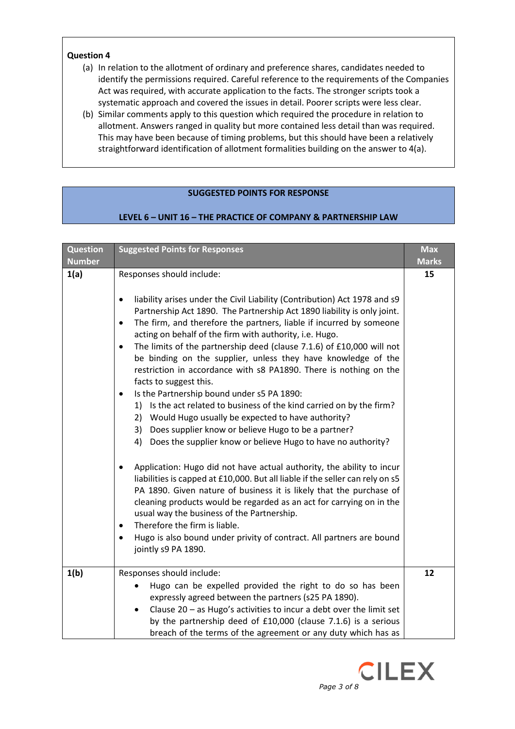**Question 4**

(a) In relation to the allotment of ordinary and preference shares, candidates needed to identify the permissions required. Careful reference to the requirements of the Companies Act was required, with accurate application to the facts. The stronger scripts took a systematic approach and covered the issues in detail. Poorer scripts were less clear.

(b) Similar comments apply to this question which required the procedure in relation to allotment. Answers ranged in quality but more contained less detail than was required. This may have been because of timing problems, but this should have been a relatively straightforward identification of allotment formalities building on the answer to 4(a).

**SUGGESTED POINTS FOR RESPONSE**

**LEVEL 6 – UNIT 16 – THE PRACTICE OF COMPANY & PARTNERSHIP LAW**

| Question Number | Suggested Points for Responses | Max Marks |
|---|---|---|
| **1(a)** | Responses should include:<br><br>• liability arises under the Civil Liability (Contribution) Act 1978 and s9 Partnership Act 1890. The Partnership Act 1890 liability is only joint.<br>• The firm, and therefore the partners, liable if incurred by someone acting on behalf of the firm with authority, i.e. Hugo.<br>• The limits of the partnership deed (clause 7.1.6) of £10,000 will not be binding on the supplier, unless they have knowledge of the restriction in accordance with s8 PA1890. There is nothing on the facts to suggest this.<br>• Is the Partnership bound under s5 PA 1890:<br>1) Is the act related to business of the kind carried on by the firm?<br>2) Would Hugo usually be expected to have authority?<br>3) Does supplier know or believe Hugo to be a partner?<br>4) Does the supplier know or believe Hugo to have no authority?<br><br>• Application: Hugo did not have actual authority, the ability to incur liabilities is capped at £10,000. But all liable if the seller can rely on s5 PA 1890. Given nature of business it is likely that the purchase of cleaning products would be regarded as an act for carrying on in the usual way the business of the Partnership.<br>• Therefore the firm is liable.<br>• Hugo is also bound under privity of contract. All partners are bound jointly s9 PA 1890. | **15** |
| **1(b)** | Responses should include:<br>• Hugo can be expelled provided the right to do so has been expressly agreed between the partners (s25 PA 1890).<br>• Clause 20 – as Hugo's activities to incur a debt over the limit set by the partnership deed of £10,000 (clause 7.1.6) is a serious breach of the terms of the agreement or any duty which has as | **12** |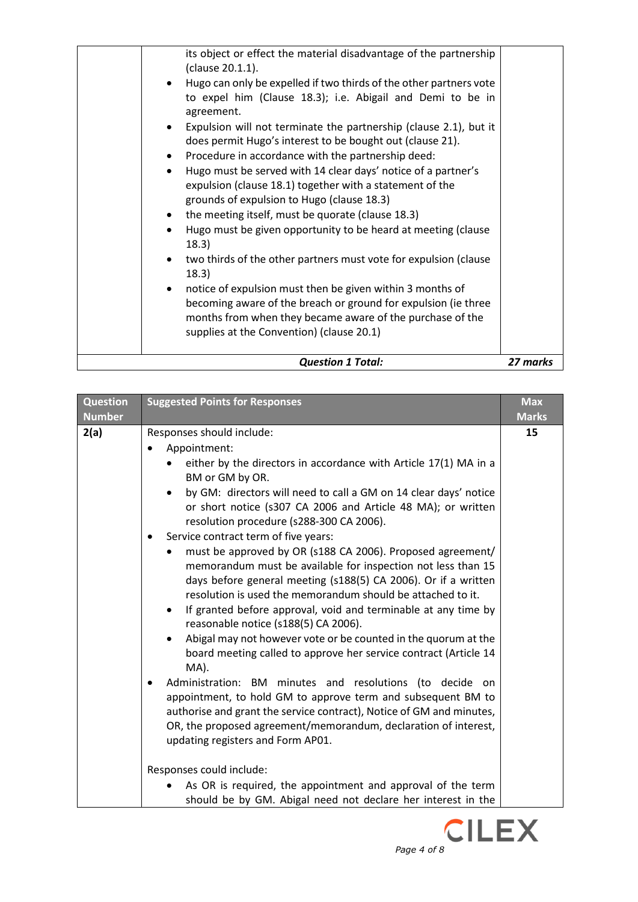| | | |
|---|---|---|
| | its object or effect the material disadvantage of the partnership (clause 20.1.1).<br>• Hugo can only be expelled if two thirds of the other partners vote to expel him (Clause 18.3); i.e. Abigail and Demi to be in agreement.<br>• Expulsion will not terminate the partnership (clause 2.1), but it does permit Hugo's interest to be bought out (clause 21).<br>• Procedure in accordance with the partnership deed:<br>• Hugo must be served with 14 clear days' notice of a partner's expulsion (clause 18.1) together with a statement of the grounds of expulsion to Hugo (clause 18.3)<br>• the meeting itself, must be quorate (clause 18.3)<br>• Hugo must be given opportunity to be heard at meeting (clause 18.3)<br>• two thirds of the other partners must vote for expulsion (clause 18.3)<br>• notice of expulsion must then be given within 3 months of becoming aware of the breach or ground for expulsion (ie three months from when they became aware of the purchase of the supplies at the Convention) (clause 20.1) | |
| | ***Question 1 Total:*** | ***27 marks*** |

| Question Number | Suggested Points for Responses | Max Marks |
|---|---|---|
| **2(a)** | Responses should include:<br>• Appointment:<br>&nbsp;&nbsp;• either by the directors in accordance with Article 17(1) MA in a BM or GM by OR.<br>&nbsp;&nbsp;• by GM: directors will need to call a GM on 14 clear days' notice or short notice (s307 CA 2006 and Article 48 MA); or written resolution procedure (s288-300 CA 2006).<br>• Service contract term of five years:<br>&nbsp;&nbsp;• must be approved by OR (s188 CA 2006). Proposed agreement/ memorandum must be available for inspection not less than 15 days before general meeting (s188(5) CA 2006). Or if a written resolution is used the memorandum should be attached to it.<br>&nbsp;&nbsp;• If granted before approval, void and terminable at any time by reasonable notice (s188(5) CA 2006).<br>&nbsp;&nbsp;• Abigal may not however vote or be counted in the quorum at the board meeting called to approve her service contract (Article 14 MA).<br>• Administration: BM minutes and resolutions (to decide on appointment, to hold GM to approve term and subsequent BM to authorise and grant the service contract), Notice of GM and minutes, OR, the proposed agreement/memorandum, declaration of interest, updating registers and Form AP01.<br><br>Responses could include:<br>&nbsp;&nbsp;• As OR is required, the appointment and approval of the term should be by GM. Abigal need not declare her interest in the | **15** |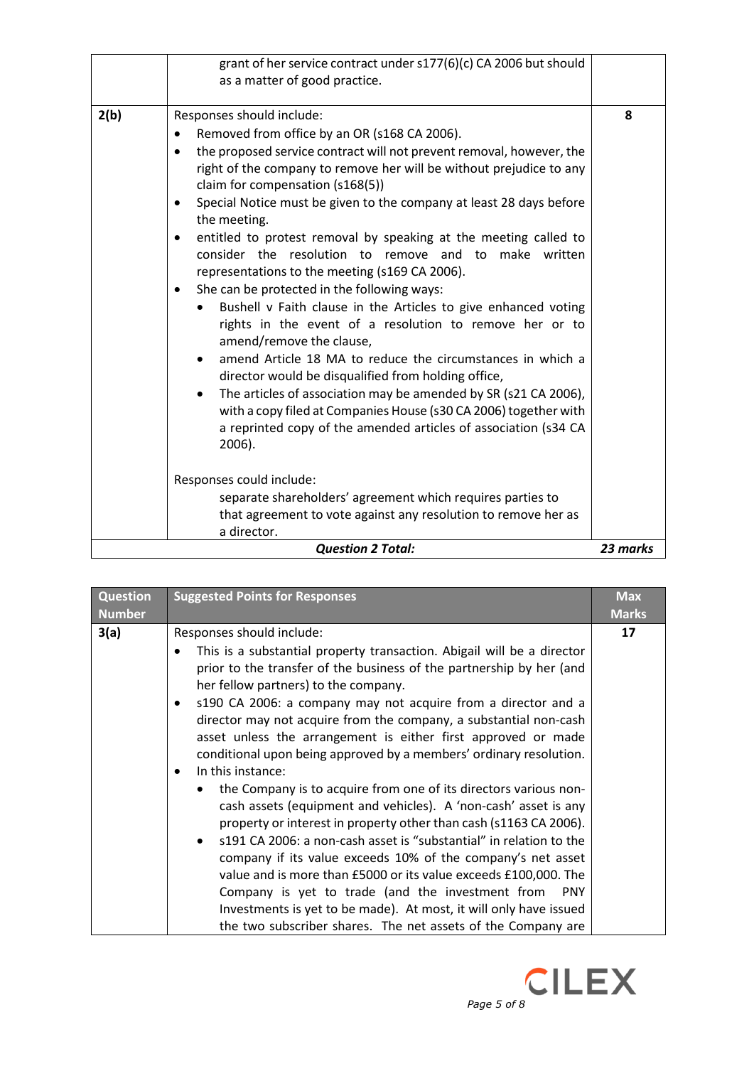| | | |
|---|---|---|
| | grant of her service contract under s177(6)(c) CA 2006 but should as a matter of good practice. | |
| 2(b) | Responses should include:<br>• Removed from office by an OR (s168 CA 2006).<br>• the proposed service contract will not prevent removal, however, the right of the company to remove her will be without prejudice to any claim for compensation (s168(5))<br>• Special Notice must be given to the company at least 28 days before the meeting.<br>• entitled to protest removal by speaking at the meeting called to consider the resolution to remove and to make written representations to the meeting (s169 CA 2006).<br>• She can be protected in the following ways:<br>&nbsp;&nbsp;&nbsp;&nbsp;• Bushell v Faith clause in the Articles to give enhanced voting rights in the event of a resolution to remove her or to amend/remove the clause,<br>&nbsp;&nbsp;&nbsp;&nbsp;• amend Article 18 MA to reduce the circumstances in which a director would be disqualified from holding office,<br>&nbsp;&nbsp;&nbsp;&nbsp;• The articles of association may be amended by SR (s21 CA 2006), with a copy filed at Companies House (s30 CA 2006) together with a reprinted copy of the amended articles of association (s34 CA 2006).<br><br>Responses could include:<br>&nbsp;&nbsp;&nbsp;&nbsp;separate shareholders' agreement which requires parties to that agreement to vote against any resolution to remove her as a director. | 8 |
| | ***Question 2 Total:*** | ***23 marks*** |

| Question Number | Suggested Points for Responses | Max Marks |
|---|---|---|
| 3(a) | Responses should include:<br>• This is a substantial property transaction. Abigail will be a director prior to the transfer of the business of the partnership by her (and her fellow partners) to the company.<br>• s190 CA 2006: a company may not acquire from a director and a director may not acquire from the company, a substantial non-cash asset unless the arrangement is either first approved or made conditional upon being approved by a members' ordinary resolution.<br>• In this instance:<br>&nbsp;&nbsp;&nbsp;&nbsp;• the Company is to acquire from one of its directors various non-cash assets (equipment and vehicles). A 'non-cash' asset is any property or interest in property other than cash (s1163 CA 2006).<br>&nbsp;&nbsp;&nbsp;&nbsp;• s191 CA 2006: a non-cash asset is "substantial" in relation to the company if its value exceeds 10% of the company's net asset value and is more than £5000 or its value exceeds £100,000. The Company is yet to trade (and the investment from PNY Investments is yet to be made). At most, it will only have issued the two subscriber shares. The net assets of the Company are | 17 |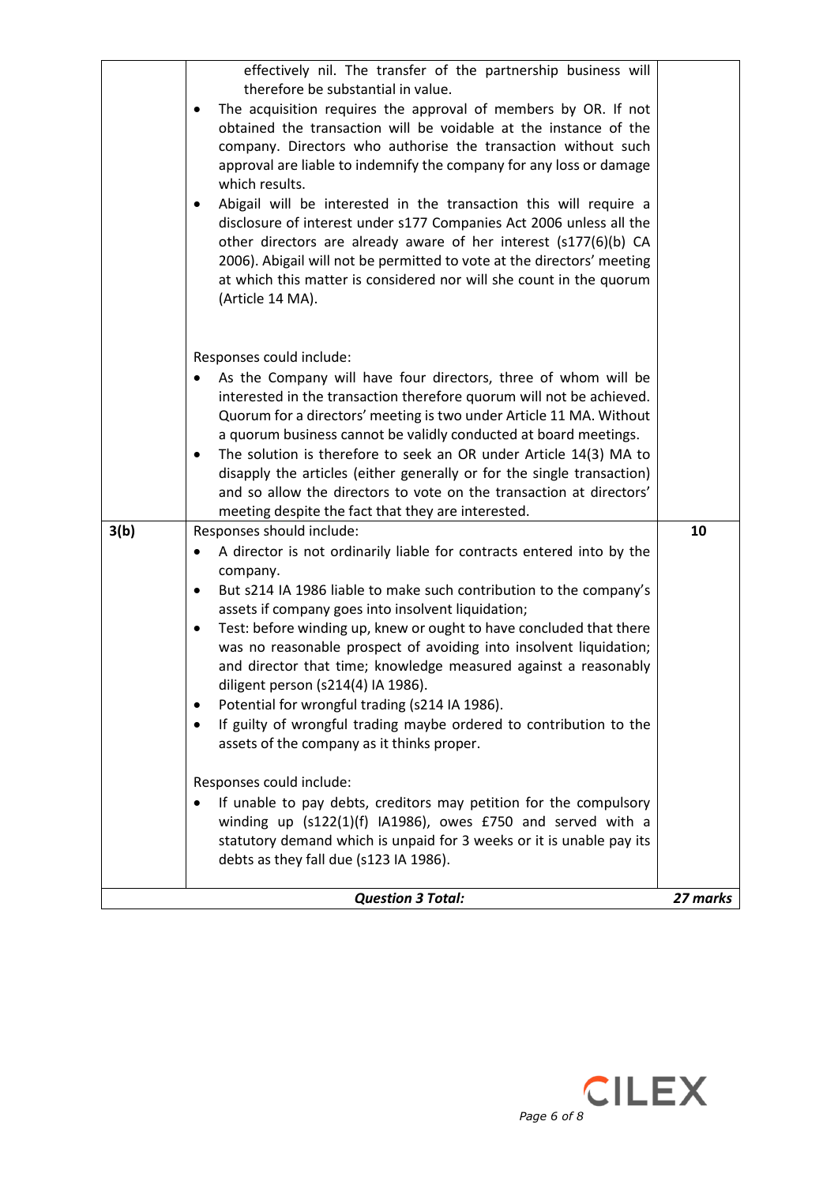| | | |
|---|---|---|
| | effectively nil. The transfer of the partnership business will therefore be substantial in value.<br>• The acquisition requires the approval of members by OR. If not obtained the transaction will be voidable at the instance of the company. Directors who authorise the transaction without such approval are liable to indemnify the company for any loss or damage which results.<br>• Abigail will be interested in the transaction this will require a disclosure of interest under s177 Companies Act 2006 unless all the other directors are already aware of her interest (s177(6)(b) CA 2006). Abigail will not be permitted to vote at the directors' meeting at which this matter is considered nor will she count in the quorum (Article 14 MA).<br><br>Responses could include:<br>• As the Company will have four directors, three of whom will be interested in the transaction therefore quorum will not be achieved. Quorum for a directors' meeting is two under Article 11 MA. Without a quorum business cannot be validly conducted at board meetings.<br>• The solution is therefore to seek an OR under Article 14(3) MA to disapply the articles (either generally or for the single transaction) and so allow the directors to vote on the transaction at directors' meeting despite the fact that they are interested. | |
| 3(b) | Responses should include:<br>• A director is not ordinarily liable for contracts entered into by the company.<br>• But s214 IA 1986 liable to make such contribution to the company's assets if company goes into insolvent liquidation;<br>• Test: before winding up, knew or ought to have concluded that there was no reasonable prospect of avoiding into insolvent liquidation; and director that time; knowledge measured against a reasonably diligent person (s214(4) IA 1986).<br>• Potential for wrongful trading (s214 IA 1986).<br>• If guilty of wrongful trading maybe ordered to contribution to the assets of the company as it thinks proper.<br><br>Responses could include:<br>• If unable to pay debts, creditors may petition for the compulsory winding up (s122(1)(f) IA1986), owes £750 and served with a statutory demand which is unpaid for 3 weeks or it is unable pay its debts as they fall due (s123 IA 1986). | 10 |
| | ***Question 3 Total:*** | ***27 marks*** |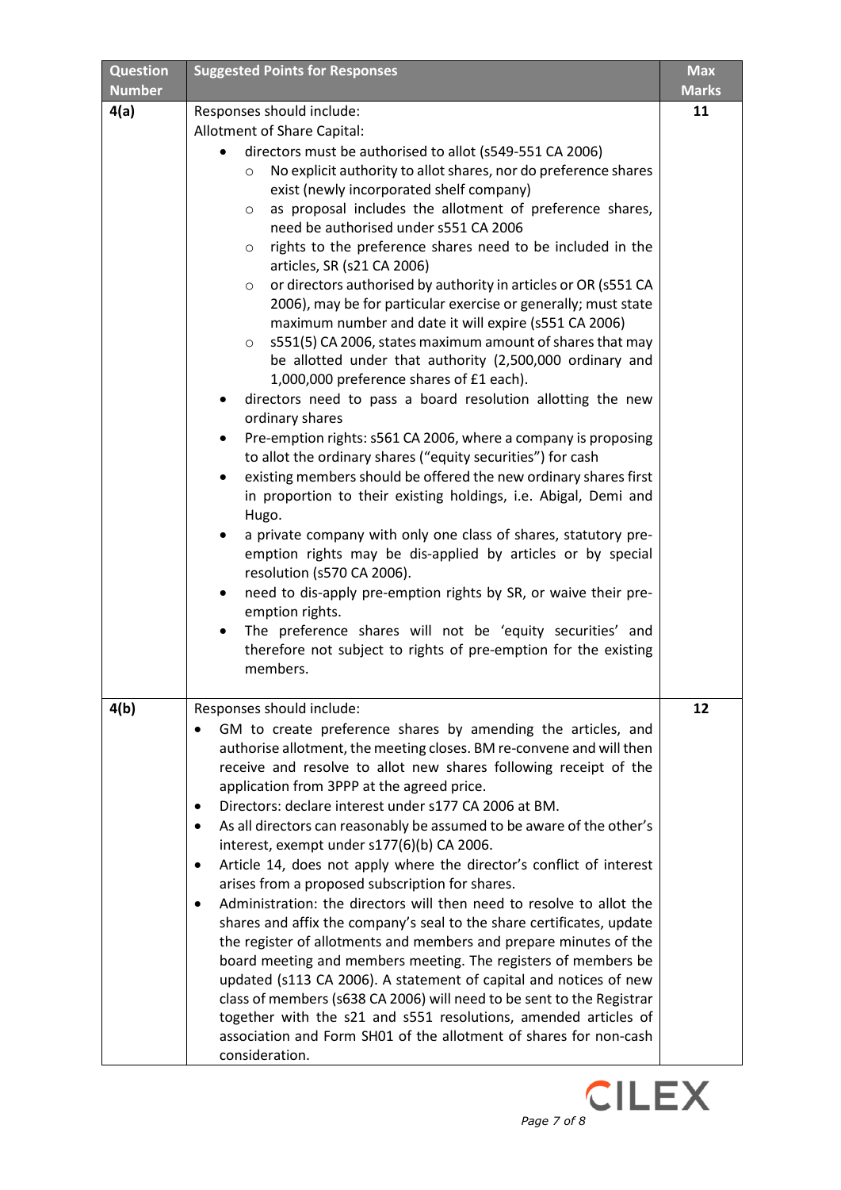| Question Number | Suggested Points for Responses | Max Marks |
|---|---|---|
| 4(a) | Responses should include:<br>Allotment of Share Capital:<br>• directors must be authorised to allot (s549-551 CA 2006)<br>  ○ No explicit authority to allot shares, nor do preference shares exist (newly incorporated shelf company)<br>  ○ as proposal includes the allotment of preference shares, need be authorised under s551 CA 2006<br>  ○ rights to the preference shares need to be included in the articles, SR (s21 CA 2006)<br>  ○ or directors authorised by authority in articles or OR (s551 CA 2006), may be for particular exercise or generally; must state maximum number and date it will expire (s551 CA 2006)<br>  ○ s551(5) CA 2006, states maximum amount of shares that may be allotted under that authority (2,500,000 ordinary and 1,000,000 preference shares of £1 each).<br>• directors need to pass a board resolution allotting the new ordinary shares<br>• Pre-emption rights: s561 CA 2006, where a company is proposing to allot the ordinary shares ("equity securities") for cash<br>• existing members should be offered the new ordinary shares first in proportion to their existing holdings, i.e. Abigal, Demi and Hugo.<br>• a private company with only one class of shares, statutory pre-emption rights may be dis-applied by articles or by special resolution (s570 CA 2006).<br>• need to dis-apply pre-emption rights by SR, or waive their pre-emption rights.<br>• The preference shares will not be 'equity securities' and therefore not subject to rights of pre-emption for the existing members. | 11 |
| 4(b) | Responses should include:<br>• GM to create preference shares by amending the articles, and authorise allotment, the meeting closes. BM re-convene and will then receive and resolve to allot new shares following receipt of the application from 3PPP at the agreed price.<br>• Directors: declare interest under s177 CA 2006 at BM.<br>• As all directors can reasonably be assumed to be aware of the other's interest, exempt under s177(6)(b) CA 2006.<br>• Article 14, does not apply where the director's conflict of interest arises from a proposed subscription for shares.<br>• Administration: the directors will then need to resolve to allot the shares and affix the company's seal to the share certificates, update the register of allotments and members and prepare minutes of the board meeting and members meeting. The registers of members be updated (s113 CA 2006). A statement of capital and notices of new class of members (s638 CA 2006) will need to be sent to the Registrar together with the s21 and s551 resolutions, amended articles of association and Form SH01 of the allotment of shares for non-cash consideration. | 12 |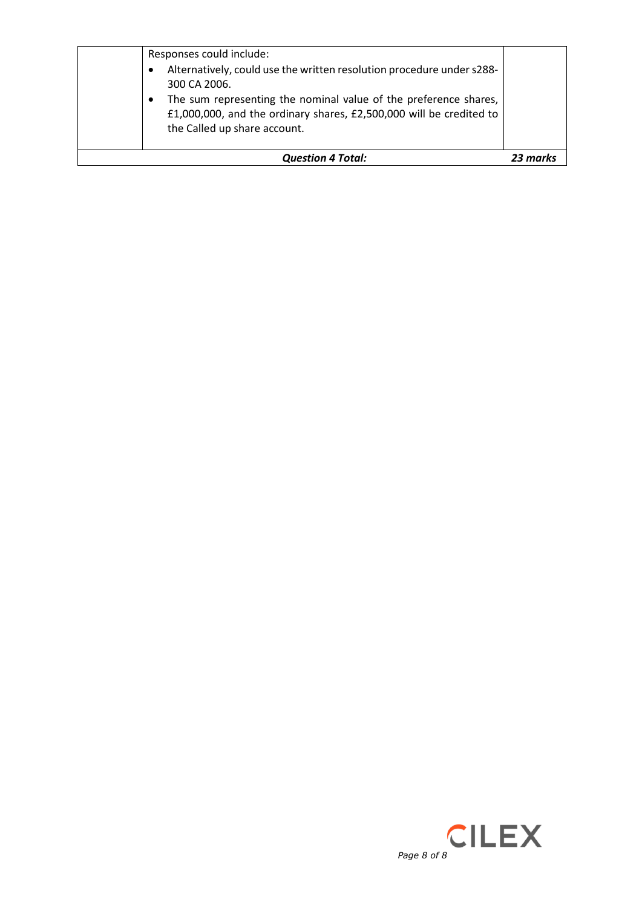| | | |
|---|---|---|
| | Responses could include:<br>• Alternatively, could use the written resolution procedure under s288-300 CA 2006.<br>• The sum representing the nominal value of the preference shares, £1,000,000, and the ordinary shares, £2,500,000 will be credited to the Called up share account. | |
| | ***Question 4 Total:*** | ***23 marks*** |